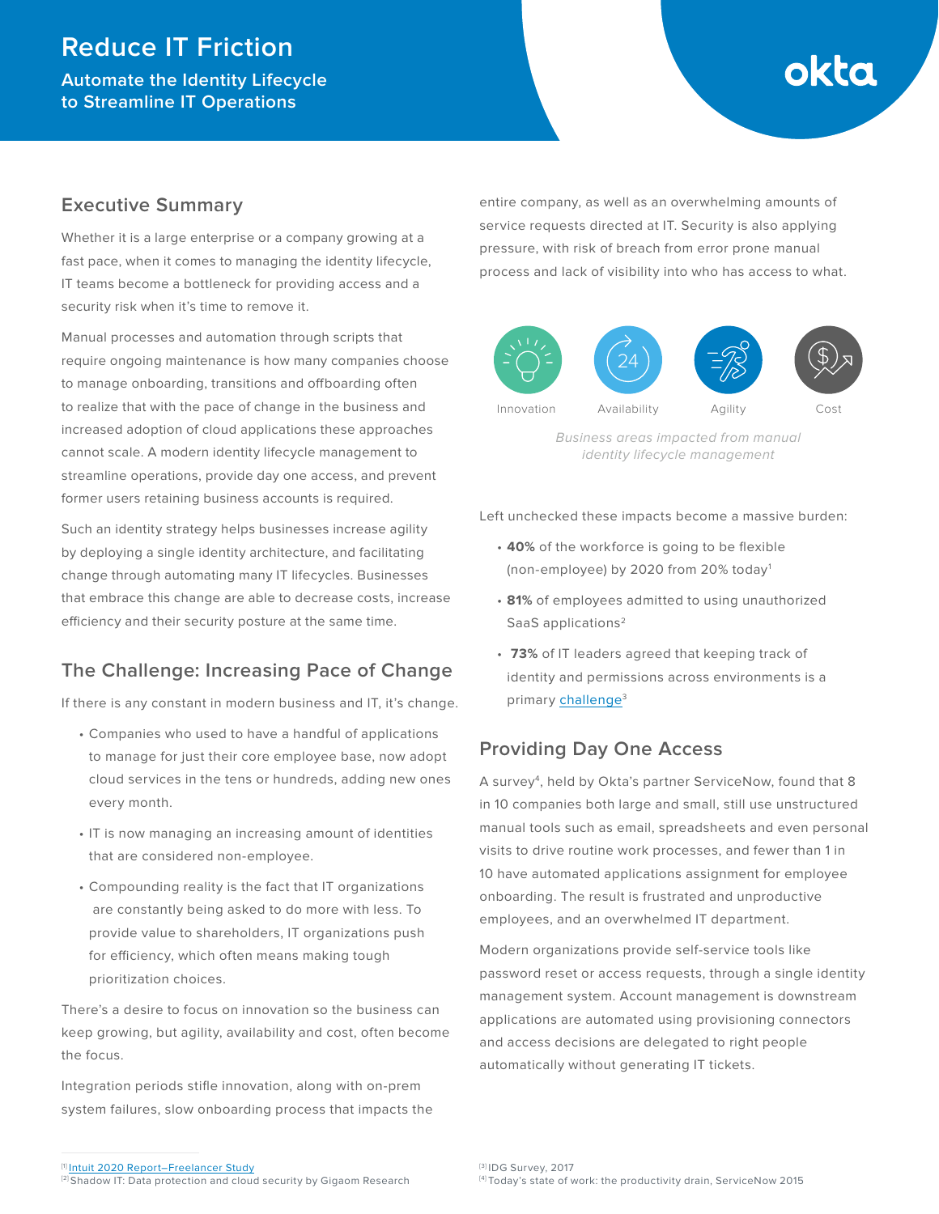# Reduce IT Friction

## Automate the Identity Lifecycle to Streamline IT Operations

## Executive Summary

Whether it is a large enterprise or a company growing at a fast pace, when it comes to managing the identity lifecycle, IT teams become a bottleneck for providing access and a security risk when it's time to remove it.

Manual processes and automation through scripts that require ongoing maintenance is how many companies choose to manage onboarding, transitions and offboarding often to realize that with the pace of change in the business and increased adoption of cloud applications these approaches cannot scale. A modern identity lifecycle management to streamline operations, provide day one access, and prevent former users retaining business accounts is required.

Such an identity strategy helps businesses increase agility by deploying a single identity architecture, and facilitating change through automating many IT lifecycles. Businesses that embrace this change are able to decrease costs, increase efficiency and their security posture at the same time.

## The Challenge: Increasing Pace of Change

If there is any constant in modern business and IT, it's change.

- Companies who used to have a handful of applications to manage for just their core employee base, now adopt cloud services in the tens or hundreds, adding new ones every month.
- IT is now managing an increasing amount of identities that are considered non-employee.
- Compounding reality is the fact that IT organizations are constantly being asked to do more with less. To provide value to shareholders, IT organizations push for efficiency, which often means making tough prioritization choices.

There's a desire to focus on innovation so the business can keep growing, but agility, availability and cost, often become the focus.

Integration periods stifle innovation, along with on-prem system failures, slow onboarding process that impacts the entire company, as well as an overwhelming amounts of service requests directed at IT. Security is also applying pressure, with risk of breach from error prone manual process and lack of visibility into who has access to what.

Innovation | Availability | Agility | Cost

*Business areas impacted from manual identity lifecycle management*

Left unchecked these impacts become a massive burden:

- **40%** of the workforce is going to be flexible (non-employee) by 2020 from 20% today[1]
- **81%** of employees admitted to using unauthorized SaaS applications[2]
- **73%** of IT leaders agreed that keeping track of identity and permissions across environments is a primary challenge[3]

## Providing Day One Access

A survey[4], held by Okta's partner ServiceNow, found that 8 in 10 companies both large and small, still use unstructured manual tools such as email, spreadsheets and even personal visits to drive routine work processes, and fewer than 1 in 10 have automated applications assignment for employee onboarding. The result is frustrated and unproductive employees, and an overwhelmed IT department.

Modern organizations provide self-service tools like password reset or access requests, through a single identity management system. Account management is downstream applications are automated using provisioning connectors and access decisions are delegated to right people automatically without generating IT tickets.

---

[1] Intuit 2020 Report–Freelancer Study
[2] Shadow IT: Data protection and cloud security by Gigaom Research
[3] IDG Survey, 2017
[4] Today's state of work: the productivity drain, ServiceNow 2015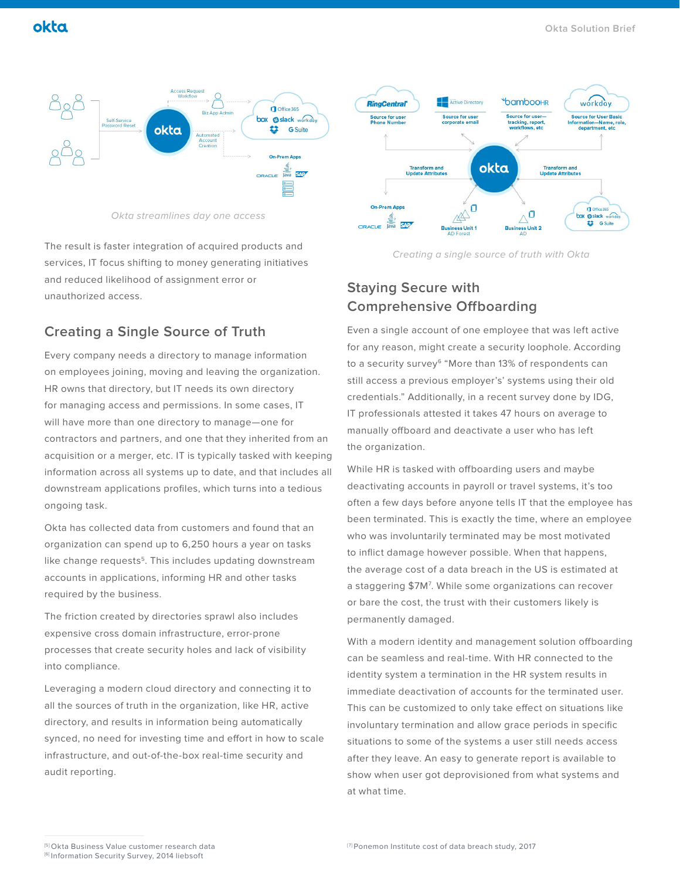*Okta streamlines day one access*

The result is faster integration of acquired products and services, IT focus shifting to money generating initiatives and reduced likelihood of assignment error or unauthorized access.

## Creating a Single Source of Truth

Every company needs a directory to manage information on employees joining, moving and leaving the organization. HR owns that directory, but IT needs its own directory for managing access and permissions. In some cases, IT will have more than one directory to manage—one for contractors and partners, and one that they inherited from an acquisition or a merger, etc. IT is typically tasked with keeping information across all systems up to date, and that includes all downstream applications profiles, which turns into a tedious ongoing task.

Okta has collected data from customers and found that an organization can spend up to 6,250 hours a year on tasks like change requests[5]. This includes updating downstream accounts in applications, informing HR and other tasks required by the business.

The friction created by directories sprawl also includes expensive cross domain infrastructure, error-prone processes that create security holes and lack of visibility into compliance.

Leveraging a modern cloud directory and connecting it to all the sources of truth in the organization, like HR, active directory, and results in information being automatically synced, no need for investing time and effort in how to scale infrastructure, and out-of-the-box real-time security and audit reporting.

*Creating a single source of truth with Okta*

## Staying Secure with Comprehensive Offboarding

Even a single account of one employee that was left active for any reason, might create a security loophole. According to a security survey[6] "More than 13% of respondents can still access a previous employer's' systems using their old credentials." Additionally, in a recent survey done by IDG, IT professionals attested it takes 47 hours on average to manually offboard and deactivate a user who has left the organization.

While HR is tasked with offboarding users and maybe deactivating accounts in payroll or travel systems, it's too often a few days before anyone tells IT that the employee has been terminated. This is exactly the time, where an employee who was involuntarily terminated may be most motivated to inflict damage however possible. When that happens, the average cost of a data breach in the US is estimated at a staggering $7M[7]. While some organizations can recover or bare the cost, the trust with their customers likely is permanently damaged.

With a modern identity and management solution offboarding can be seamless and real-time. With HR connected to the identity system a termination in the HR system results in immediate deactivation of accounts for the terminated user. This can be customized to only take effect on situations like involuntary termination and allow grace periods in specific situations to some of the systems a user still needs access after they leave. An easy to generate report is available to show when user got deprovisioned from what systems and at what time.

[5] Okta Business Value customer research data
[6] Information Security Survey, 2014 liebsoft
[7] Ponemon Institute cost of data breach study, 2017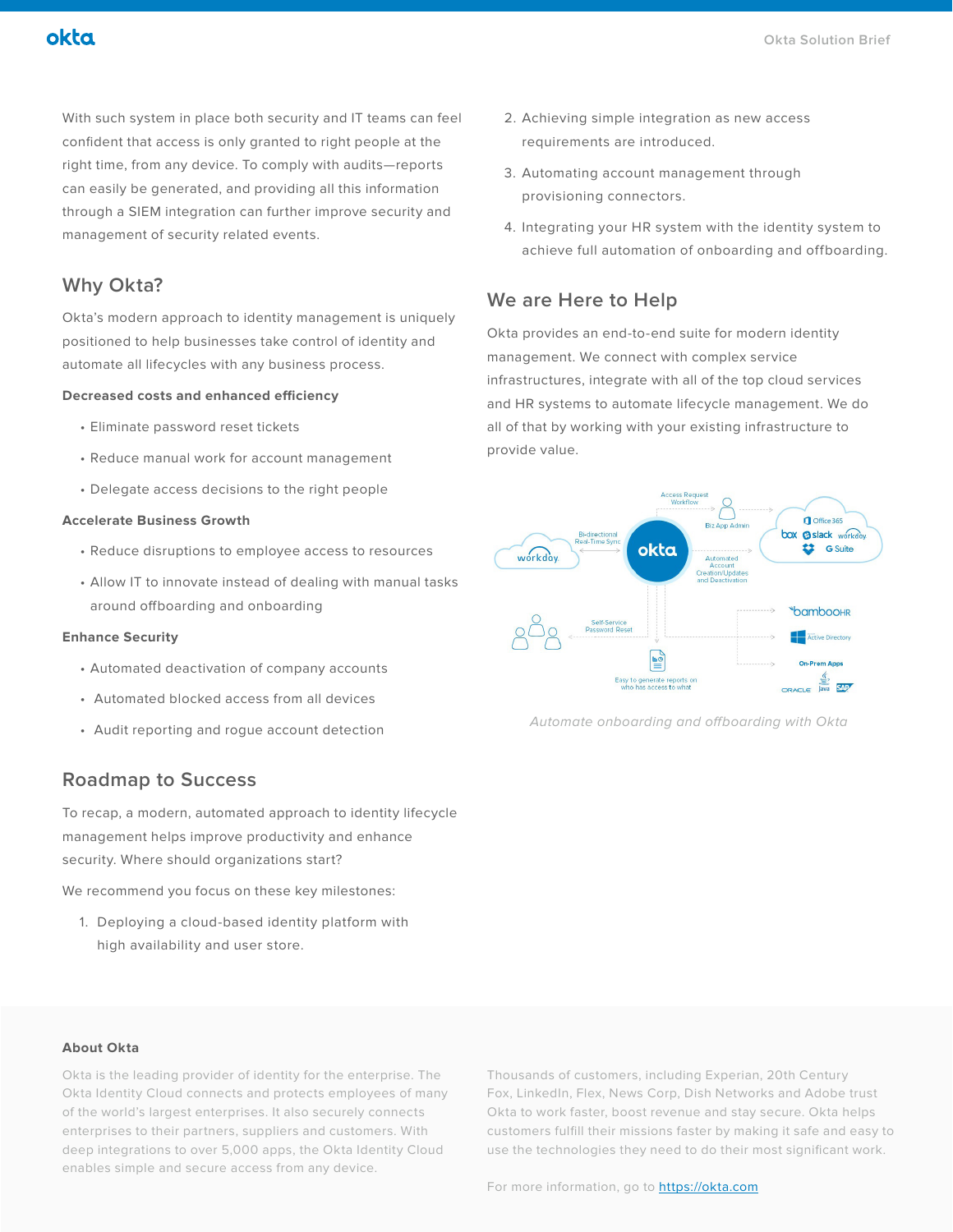With such system in place both security and IT teams can feel confident that access is only granted to right people at the right time, from any device. To comply with audits—reports can easily be generated, and providing all this information through a SIEM integration can further improve security and management of security related events.

## Why Okta?

Okta's modern approach to identity management is uniquely positioned to help businesses take control of identity and automate all lifecycles with any business process.

**Decreased costs and enhanced efficiency**

- Eliminate password reset tickets
- Reduce manual work for account management
- Delegate access decisions to the right people

**Accelerate Business Growth**

- Reduce disruptions to employee access to resources
- Allow IT to innovate instead of dealing with manual tasks around offboarding and onboarding

**Enhance Security**

- Automated deactivation of company accounts
- Automated blocked access from all devices
- Audit reporting and rogue account detection

## Roadmap to Success

To recap, a modern, automated approach to identity lifecycle management helps improve productivity and enhance security. Where should organizations start?

We recommend you focus on these key milestones:

1. Deploying a cloud-based identity platform with high availability and user store.
2. Achieving simple integration as new access requirements are introduced.
3. Automating account management through provisioning connectors.
4. Integrating your HR system with the identity system to achieve full automation of onboarding and offboarding.

## We are Here to Help

Okta provides an end-to-end suite for modern identity management. We connect with complex service infrastructures, integrate with all of the top cloud services and HR systems to automate lifecycle management. We do all of that by working with your existing infrastructure to provide value.

Access Request Workflow
Biz App Admin
Bi-directional Real-Time Sync
workday
okta
Office365
box
slack
workday
G Suite
Automated Account Creation/Updates and Deactivation
Self-Service Password Reset
bambooHR
Active Directory
On-Prem Apps
ORACLE
Java
SAP
Easy to generate reports on who has access to what

*Automate onboarding and offboarding with Okta*

### About Okta

Okta is the leading provider of identity for the enterprise. The Okta Identity Cloud connects and protects employees of many of the world's largest enterprises. It also securely connects enterprises to their partners, suppliers and customers. With deep integrations to over 5,000 apps, the Okta Identity Cloud enables simple and secure access from any device.

Thousands of customers, including Experian, 20th Century Fox, LinkedIn, Flex, News Corp, Dish Networks and Adobe trust Okta to work faster, boost revenue and stay secure. Okta helps customers fulfill their missions faster by making it safe and easy to use the technologies they need to do their most significant work.

For more information, go to https://okta.com